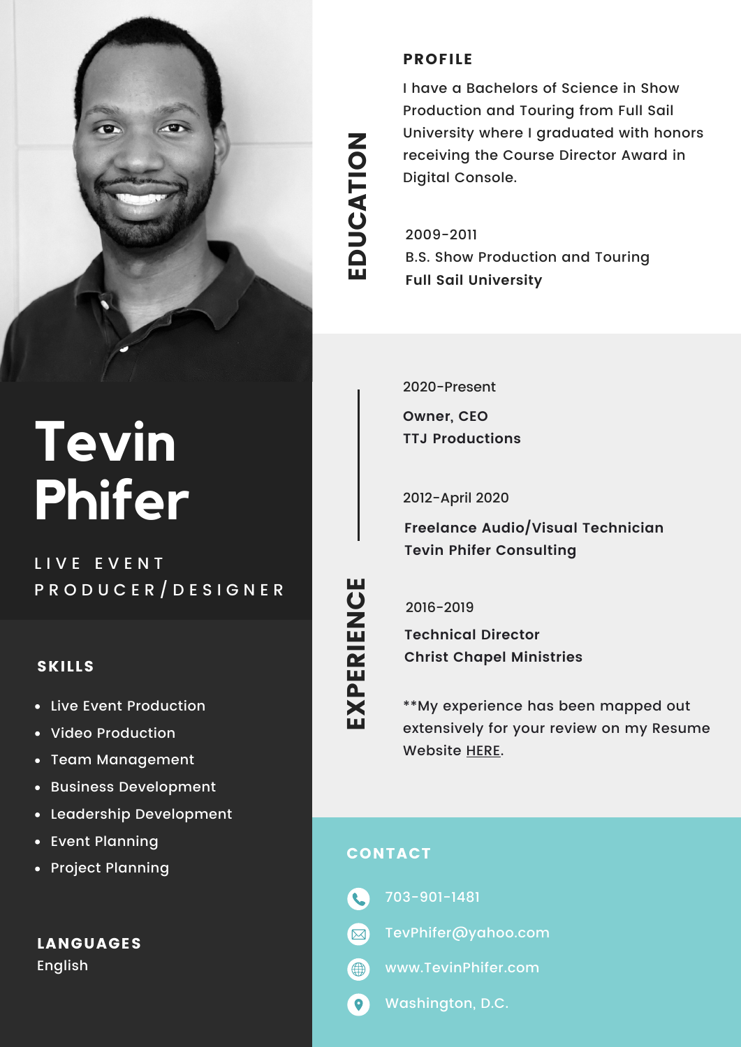# Tevin Phifer

LIVE EVENT PRODUCER/DESIGNER

## EDUCATION

### PROFILE

I have a Bachelors of Science in Show Production and Touring from Full Sail University where I graduated with honors receiving the Course Director Award in Digital Console.

2009-2011
B.S. Show Production and Touring
**Full Sail University**

## EXPERIENCE

2020-Present
**Owner, CEO**
**TTJ Productions**

2012-April 2020
**Freelance Audio/Visual Technician**
**Tevin Phifer Consulting**

2016-2019
**Technical Director**
**Christ Chapel Ministries**

**My experience has been mapped out extensively for your review on my Resume Website HERE.

## SKILLS

- Live Event Production
- Video Production
- Team Management
- Business Development
- Leadership Development
- Event Planning
- Project Planning

## LANGUAGES

English

## CONTACT

703-901-1481
TevPhifer@yahoo.com
www.TevinPhifer.com
Washington, D.C.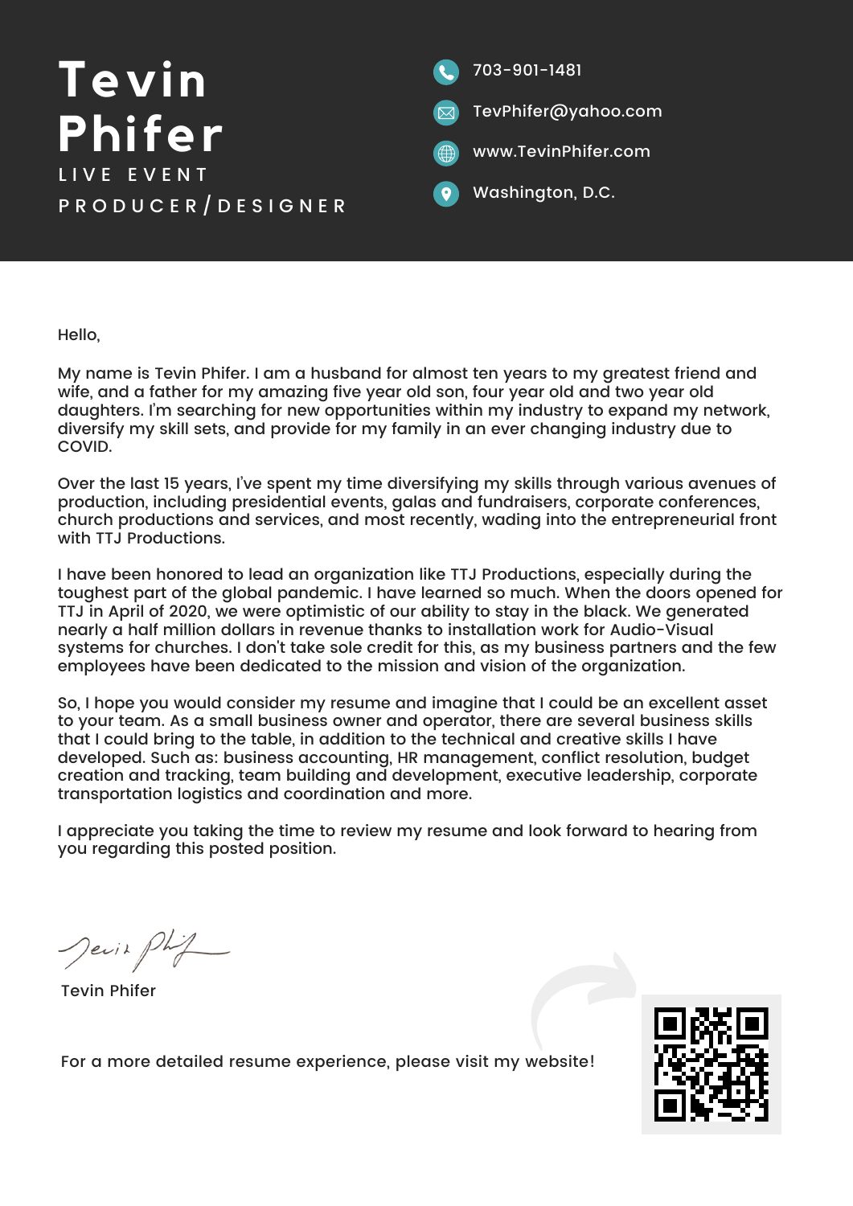# Tevin Phifer

LIVE EVENT PRODUCER/DESIGNER

703-901-1481

TevPhifer@yahoo.com

www.TevinPhifer.com

Washington, D.C.

Hello,

My name is Tevin Phifer. I am a husband for almost ten years to my greatest friend and wife, and a father for my amazing five year old son, four year old and two year old daughters. I'm searching for new opportunities within my industry to expand my network, diversify my skill sets, and provide for my family in an ever changing industry due to COVID.

Over the last 15 years, I've spent my time diversifying my skills through various avenues of production, including presidential events, galas and fundraisers, corporate conferences, church productions and services, and most recently, wading into the entrepreneurial front with TTJ Productions.

I have been honored to lead an organization like TTJ Productions, especially during the toughest part of the global pandemic. I have learned so much. When the doors opened for TTJ in April of 2020, we were optimistic of our ability to stay in the black. We generated nearly a half million dollars in revenue thanks to installation work for Audio-Visual systems for churches. I don't take sole credit for this, as my business partners and the few employees have been dedicated to the mission and vision of the organization.

So, I hope you would consider my resume and imagine that I could be an excellent asset to your team. As a small business owner and operator, there are several business skills that I could bring to the table, in addition to the technical and creative skills I have developed. Such as: business accounting, HR management, conflict resolution, budget creation and tracking, team building and development, executive leadership, corporate transportation logistics and coordination and more.

I appreciate you taking the time to review my resume and look forward to hearing from you regarding this posted position.

Tevin Phifer

For a more detailed resume experience, please visit my website!